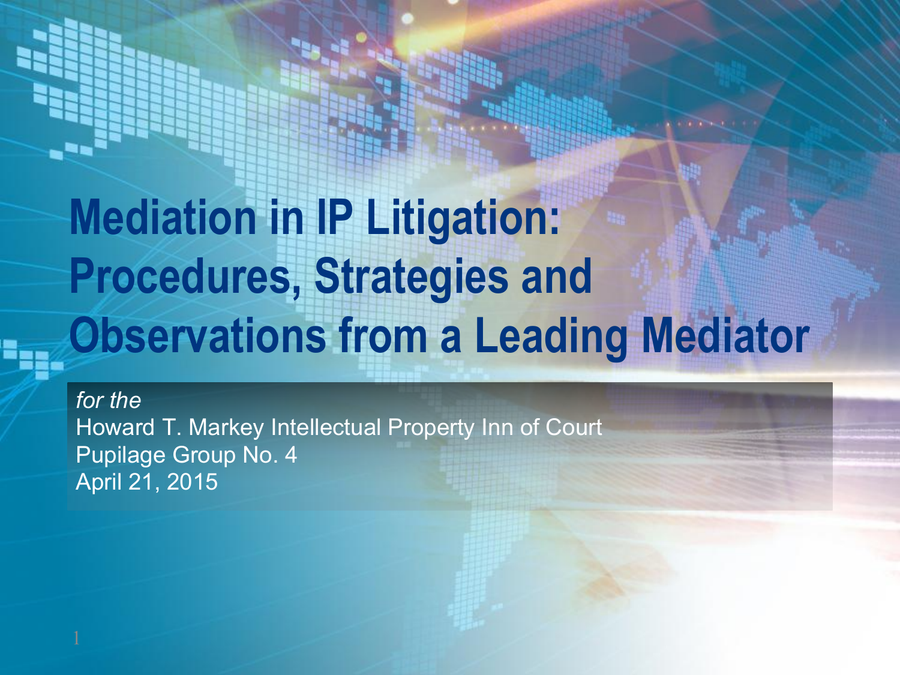# Mediation in IP Litigation: Procedures, Strategies and Observations from a Leading Mediator

*for the*
Howard T. Markey Intellectual Property Inn of Court
Pupilage Group No. 4
April 21, 2015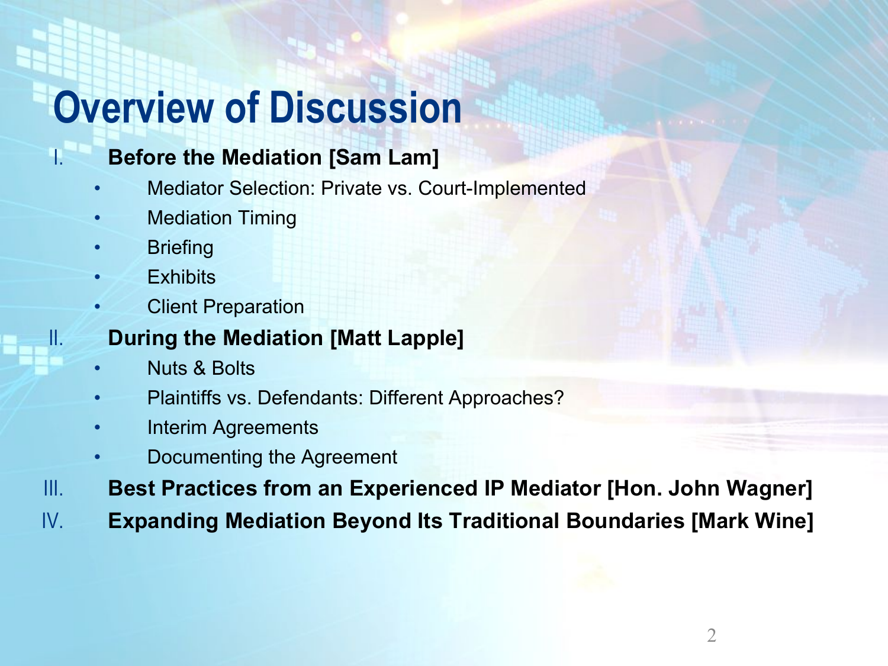# Overview of Discussion

I. **Before the Mediation [Sam Lam]**
   - Mediator Selection: Private vs. Court-Implemented
   - Mediation Timing
   - Briefing
   - Exhibits
   - Client Preparation

II. **During the Mediation [Matt Lapple]**
   - Nuts & Bolts
   - Plaintiffs vs. Defendants: Different Approaches?
   - Interim Agreements
   - Documenting the Agreement

III. **Best Practices from an Experienced IP Mediator [Hon. John Wagner]**

IV. **Expanding Mediation Beyond Its Traditional Boundaries [Mark Wine]**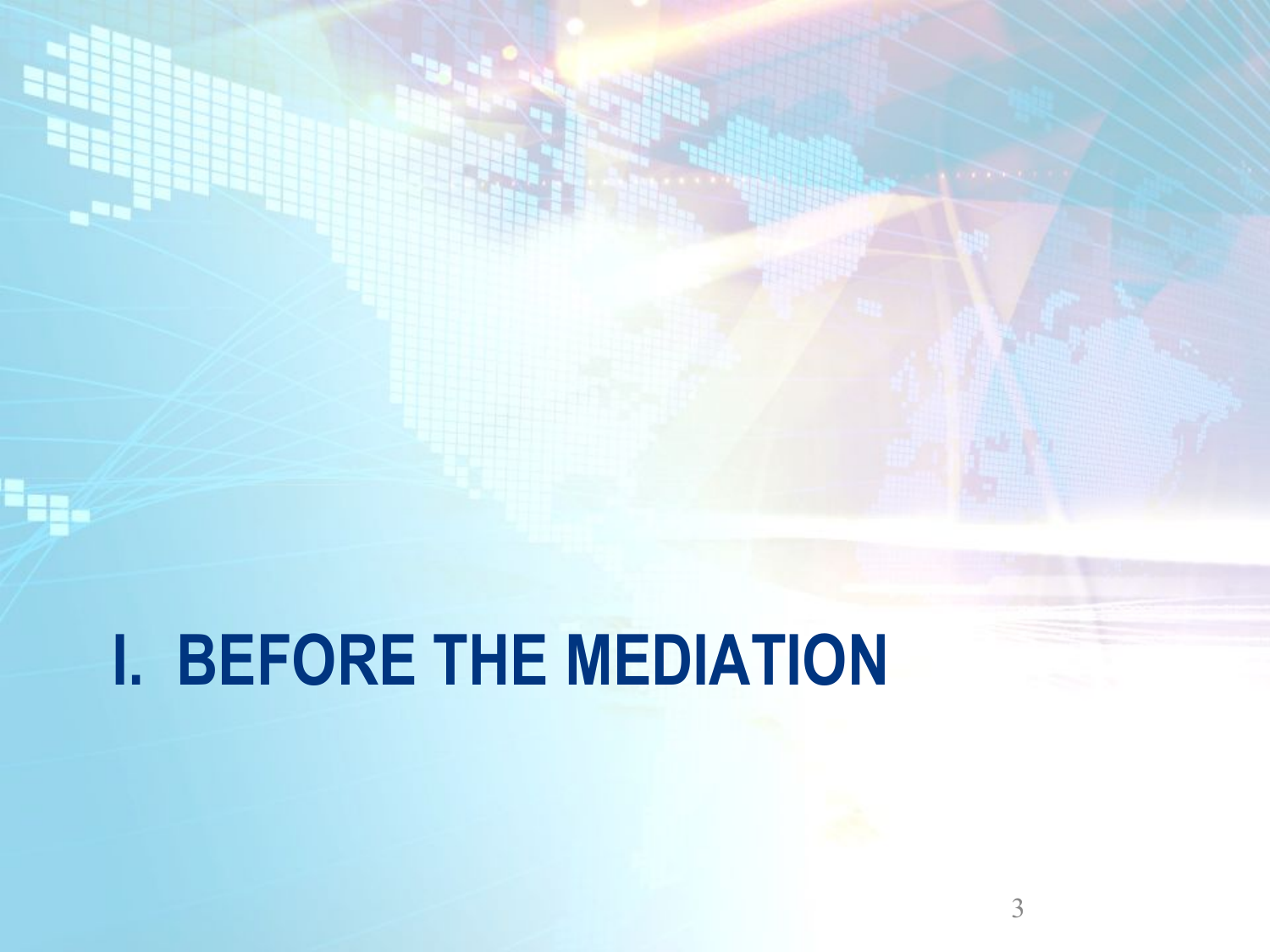# I. BEFORE THE MEDIATION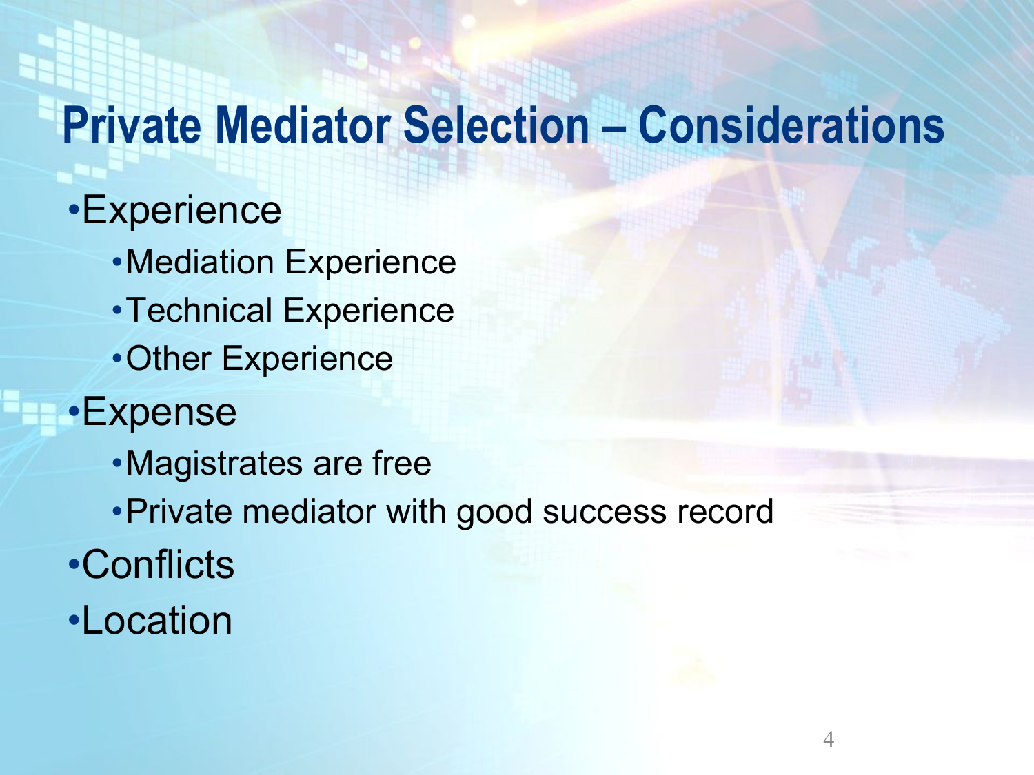# Private Mediator Selection – Considerations

- Experience
  - Mediation Experience
  - Technical Experience
  - Other Experience
- Expense
  - Magistrates are free
  - Private mediator with good success record
- Conflicts
- Location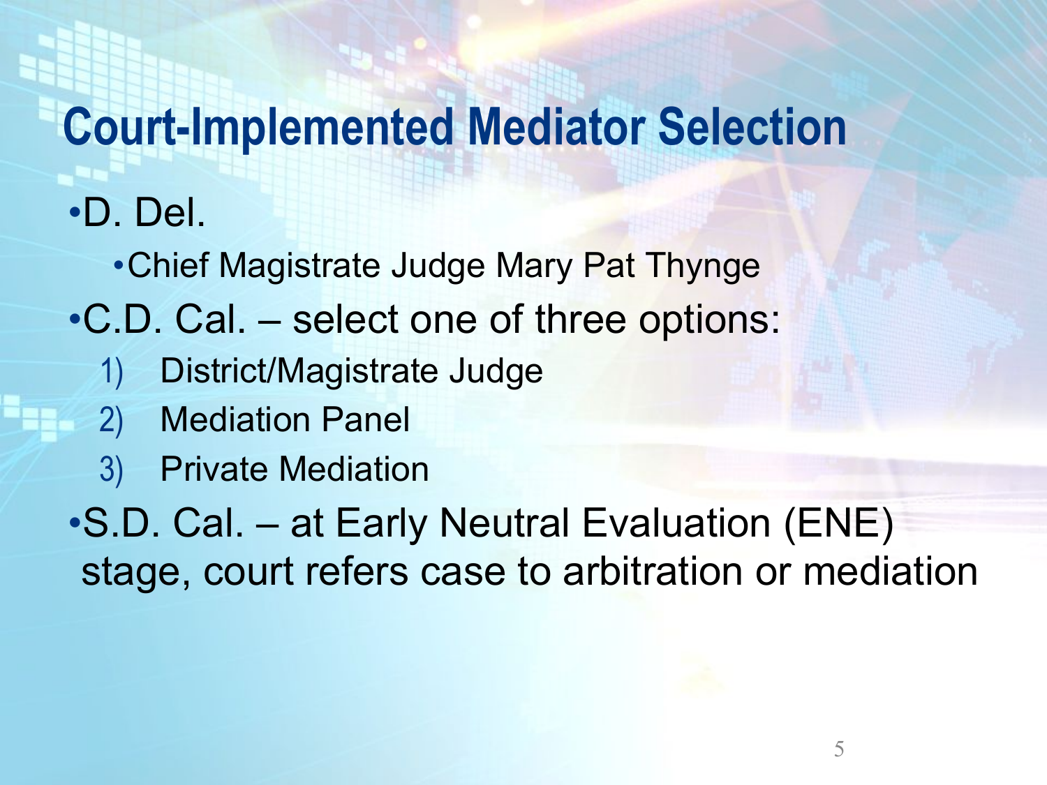# Court-Implemented Mediator Selection

- D. Del.
  - Chief Magistrate Judge Mary Pat Thynge
- C.D. Cal. – select one of three options:
  1) District/Magistrate Judge
  2) Mediation Panel
  3) Private Mediation
- S.D. Cal. – at Early Neutral Evaluation (ENE) stage, court refers case to arbitration or mediation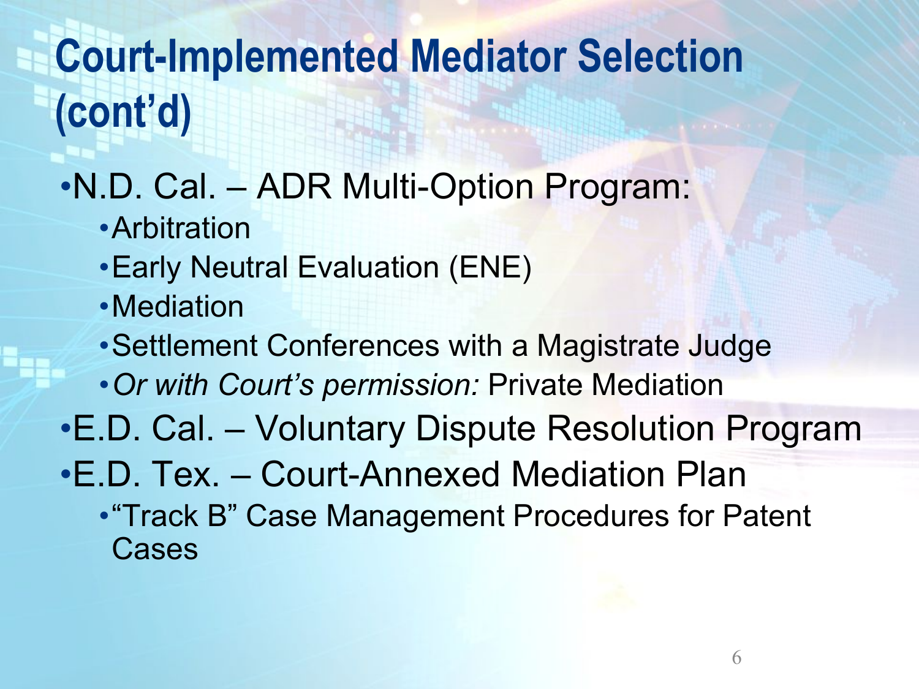# Court-Implemented Mediator Selection (cont'd)

- N.D. Cal. – ADR Multi-Option Program:
  - Arbitration
  - Early Neutral Evaluation (ENE)
  - Mediation
  - Settlement Conferences with a Magistrate Judge
  - *Or with Court's permission:* Private Mediation
- E.D. Cal. – Voluntary Dispute Resolution Program
- E.D. Tex. – Court-Annexed Mediation Plan
  - "Track B" Case Management Procedures for Patent Cases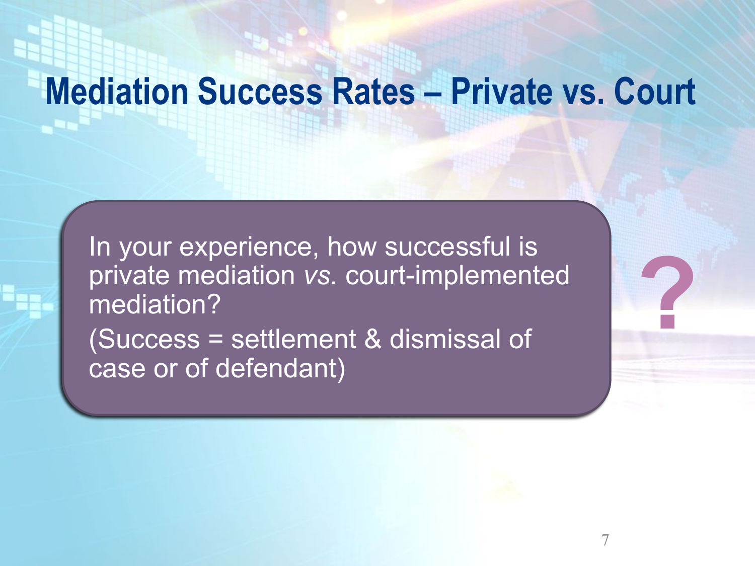# Mediation Success Rates – Private vs. Court

In your experience, how successful is private mediation *vs.* court-implemented mediation?

(Success = settlement & dismissal of case or of defendant)

?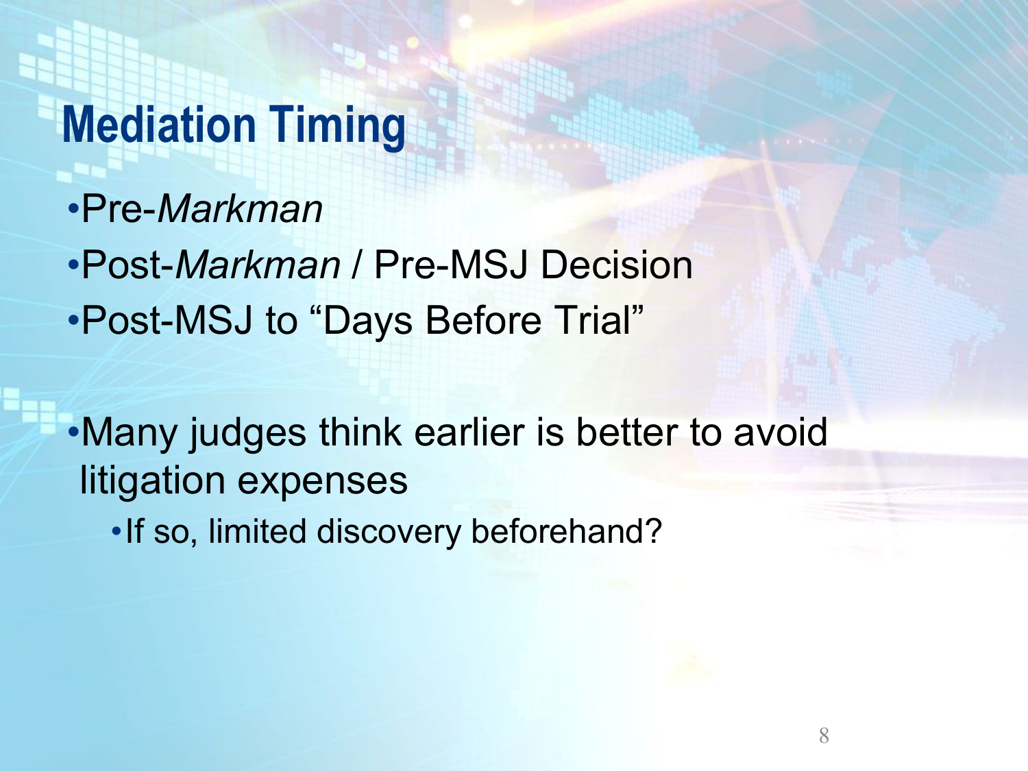# Mediation Timing

- Pre-*Markman*
- Post-*Markman* / Pre-MSJ Decision
- Post-MSJ to "Days Before Trial"

- Many judges think earlier is better to avoid litigation expenses
  - If so, limited discovery beforehand?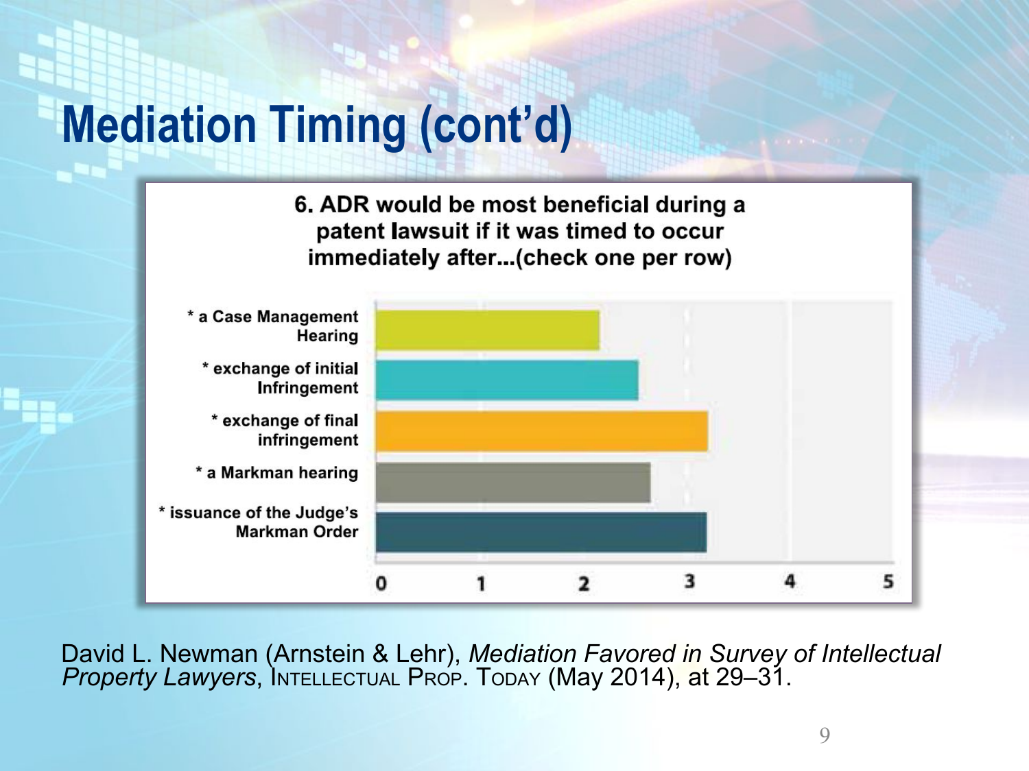# Mediation Timing (cont'd)

6. ADR would be most beneficial during a patent lawsuit if it was timed to occur immediately after...(check one per row)

* a Case Management Hearing
* exchange of initial Infringement
* exchange of final infringement
* a Markman hearing
* issuance of the Judge's Markman Order

0 1 2 3 4 5

David L. Newman (Arnstein & Lehr), *Mediation Favored in Survey of Intellectual Property Lawyers*, INTELLECTUAL PROP. TODAY (May 2014), at 29–31.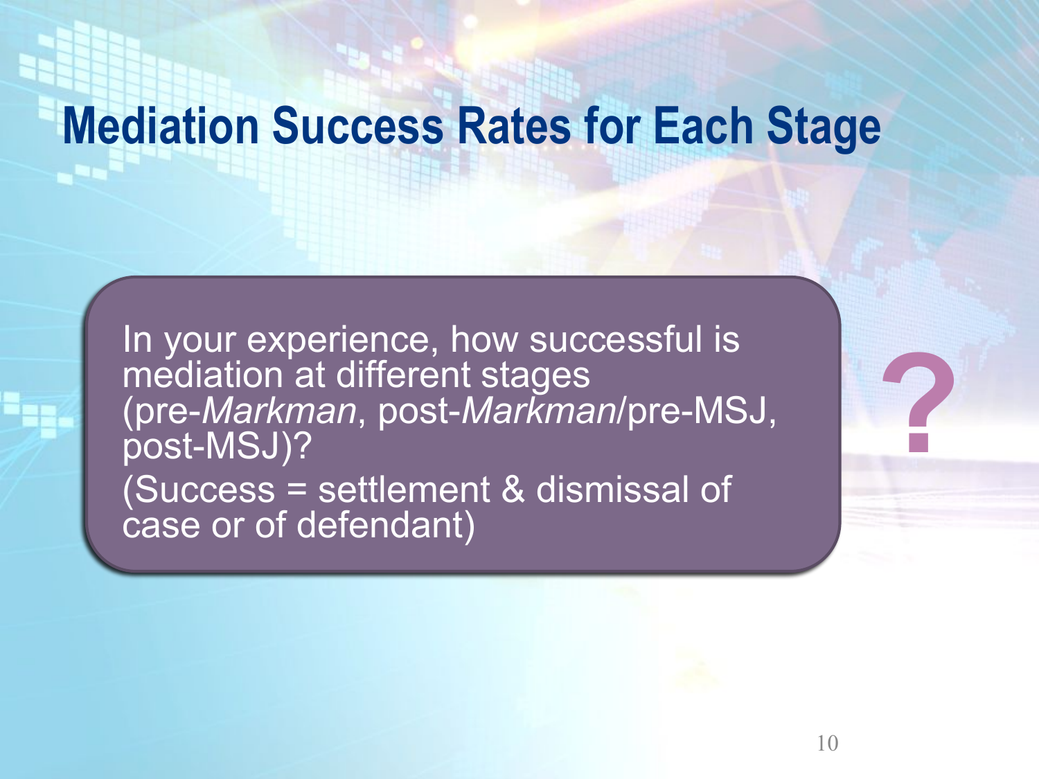# Mediation Success Rates for Each Stage

In your experience, how successful is mediation at different stages (pre-*Markman*, post-*Markman*/pre-MSJ, post-MSJ)?

(Success = settlement & dismissal of case or of defendant)

?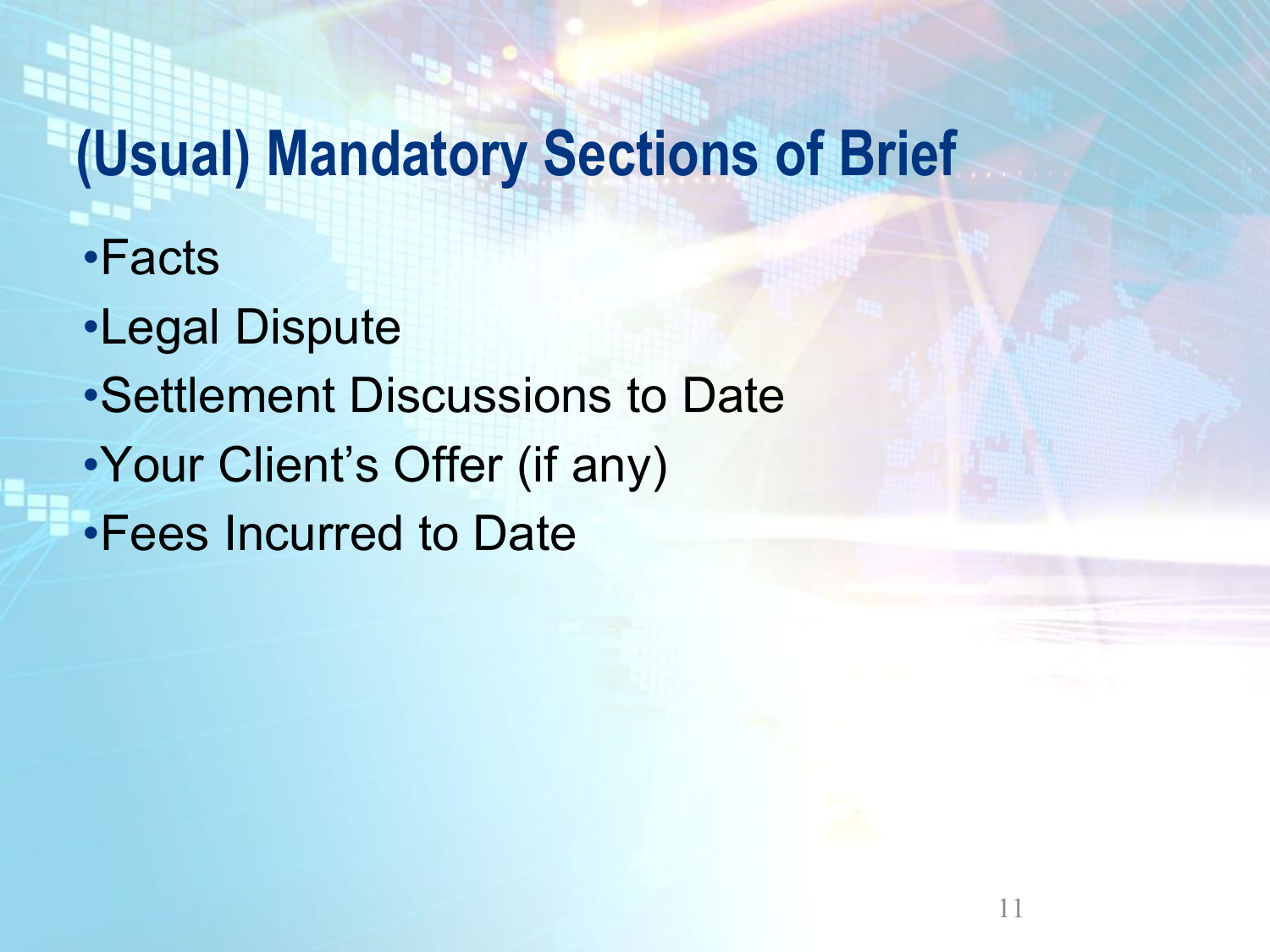# (Usual) Mandatory Sections of Brief

- Facts
- Legal Dispute
- Settlement Discussions to Date
- Your Client's Offer (if any)
- Fees Incurred to Date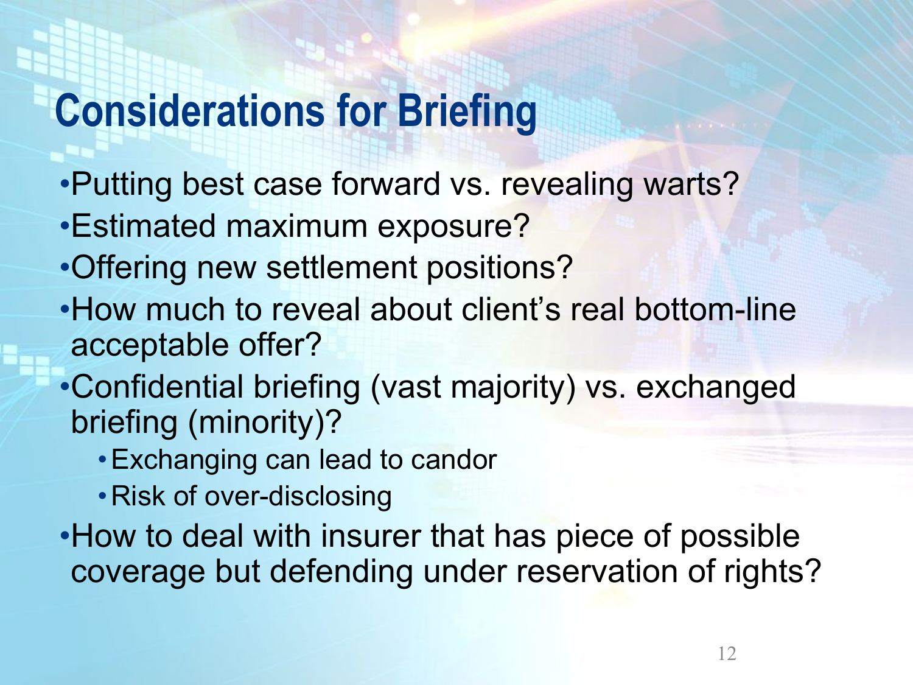# Considerations for Briefing

- Putting best case forward vs. revealing warts?
- Estimated maximum exposure?
- Offering new settlement positions?
- How much to reveal about client's real bottom-line acceptable offer?
- Confidential briefing (vast majority) vs. exchanged briefing (minority)?
  - Exchanging can lead to candor
  - Risk of over-disclosing
- How to deal with insurer that has piece of possible coverage but defending under reservation of rights?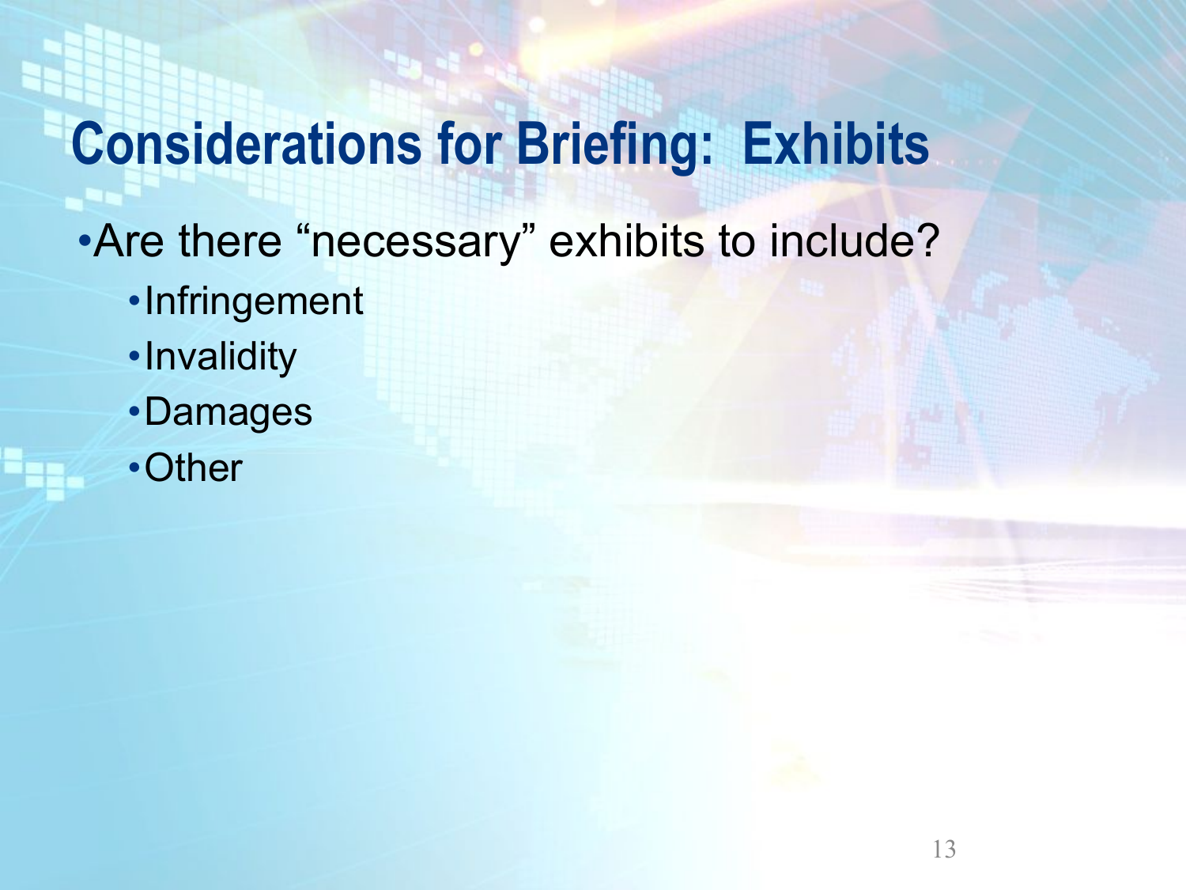# Considerations for Briefing: Exhibits

- Are there “necessary” exhibits to include?
  - Infringement
  - Invalidity
  - Damages
  - Other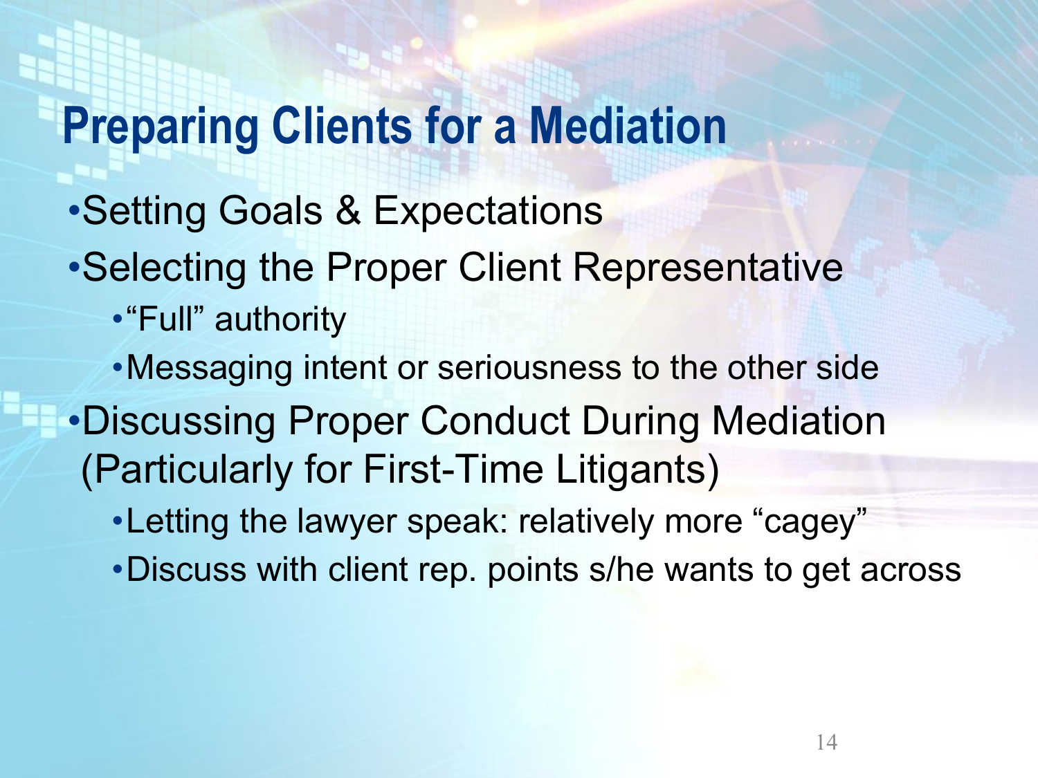# Preparing Clients for a Mediation

- Setting Goals & Expectations
- Selecting the Proper Client Representative
  - "Full" authority
  - Messaging intent or seriousness to the other side
- Discussing Proper Conduct During Mediation (Particularly for First-Time Litigants)
  - Letting the lawyer speak: relatively more "cagey"
  - Discuss with client rep. points s/he wants to get across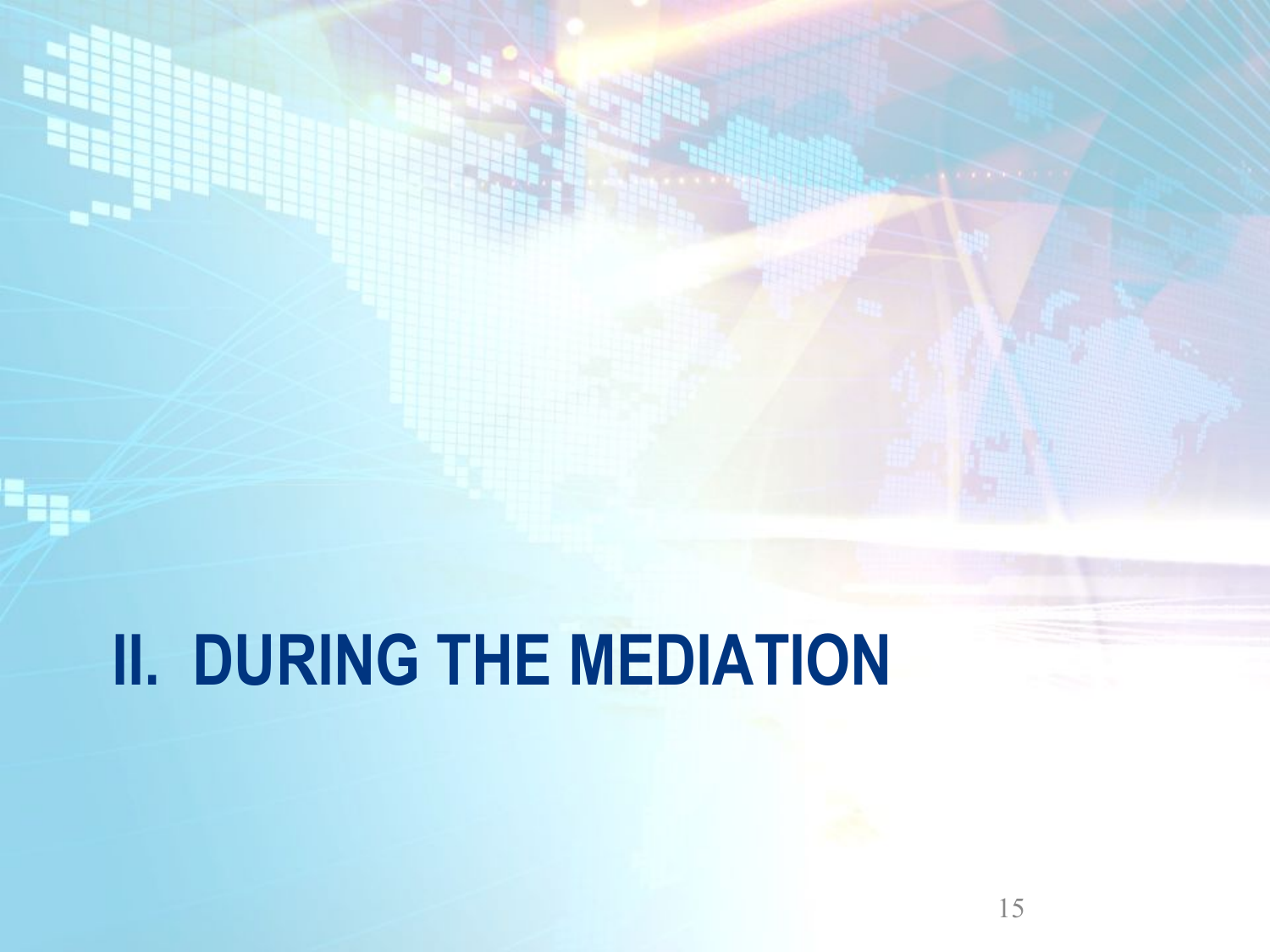# II. DURING THE MEDIATION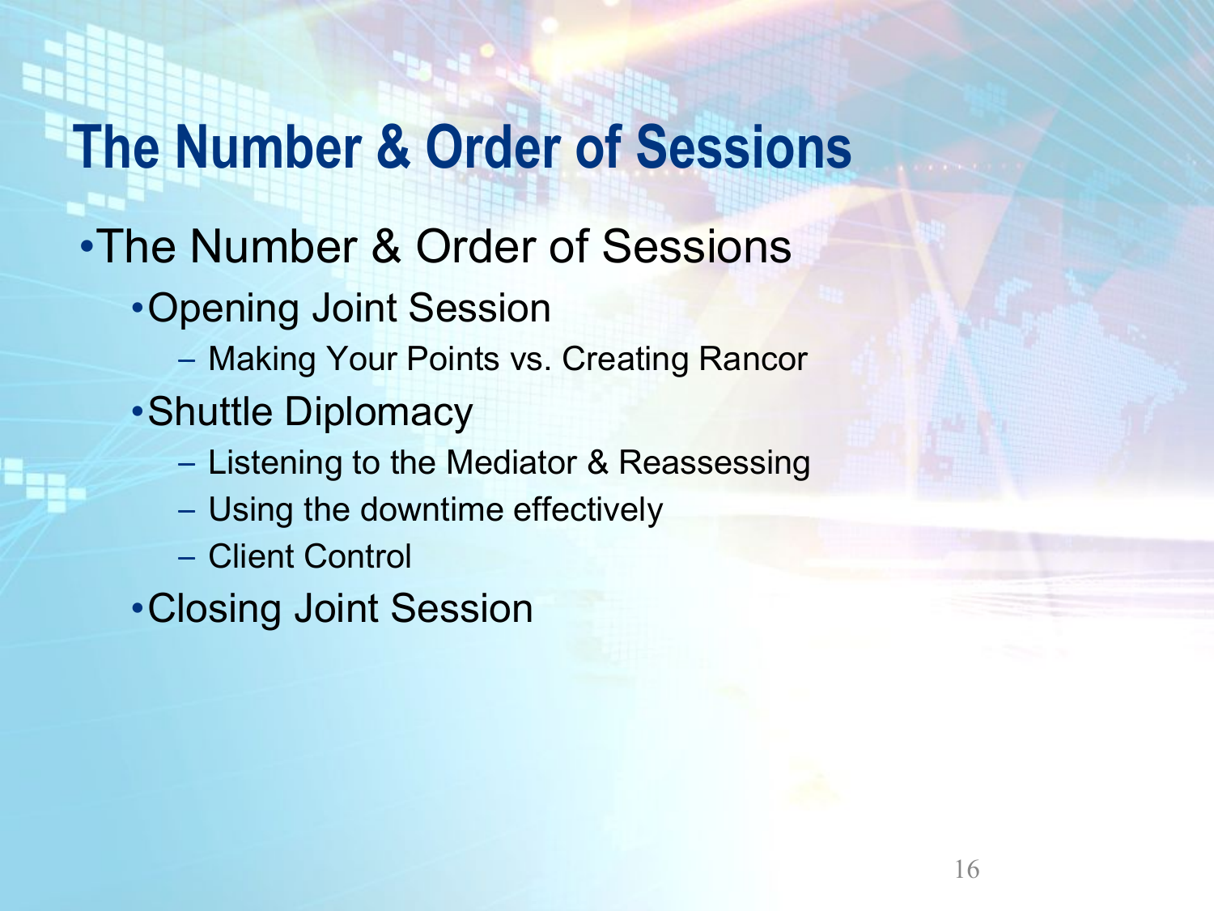# The Number & Order of Sessions

- The Number & Order of Sessions
  - Opening Joint Session
    - Making Your Points vs. Creating Rancor
  - Shuttle Diplomacy
    - Listening to the Mediator & Reassessing
    - Using the downtime effectively
    - Client Control
  - Closing Joint Session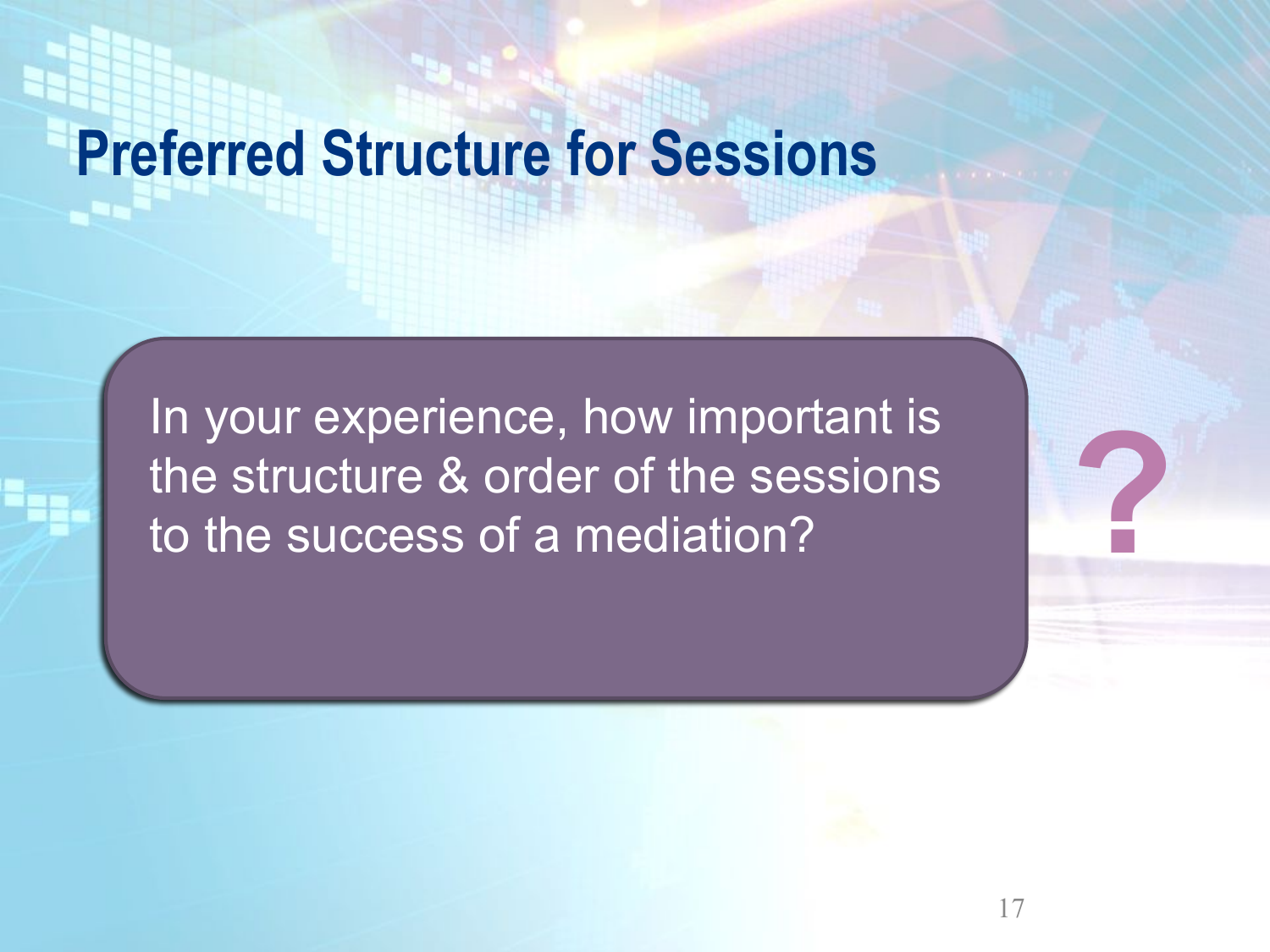# Preferred Structure for Sessions

In your experience, how important is the structure & order of the sessions to the success of a mediation?

?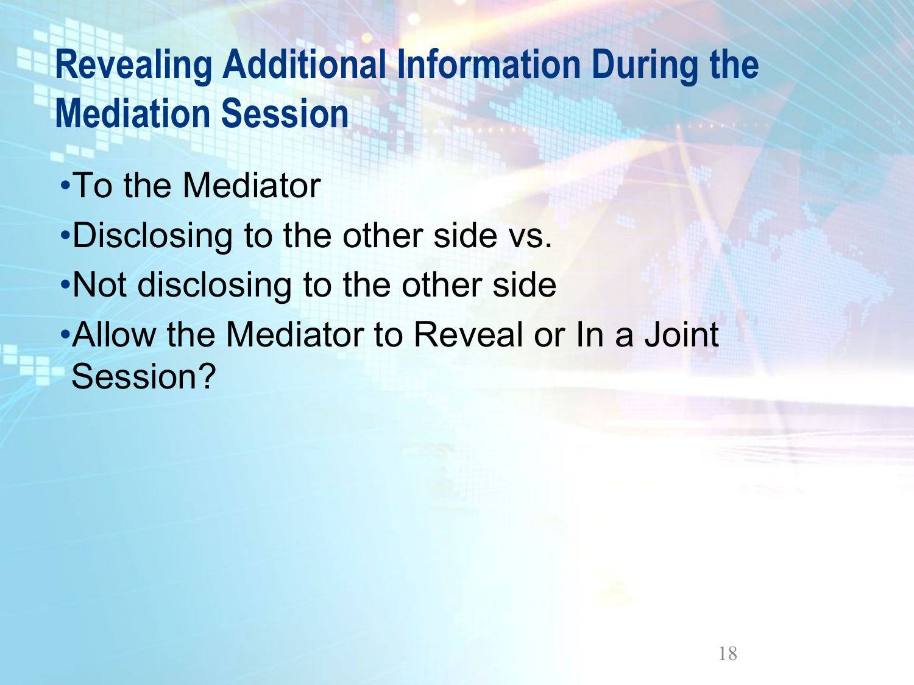# Revealing Additional Information During the Mediation Session

- To the Mediator
- Disclosing to the other side vs.
- Not disclosing to the other side
- Allow the Mediator to Reveal or In a Joint Session?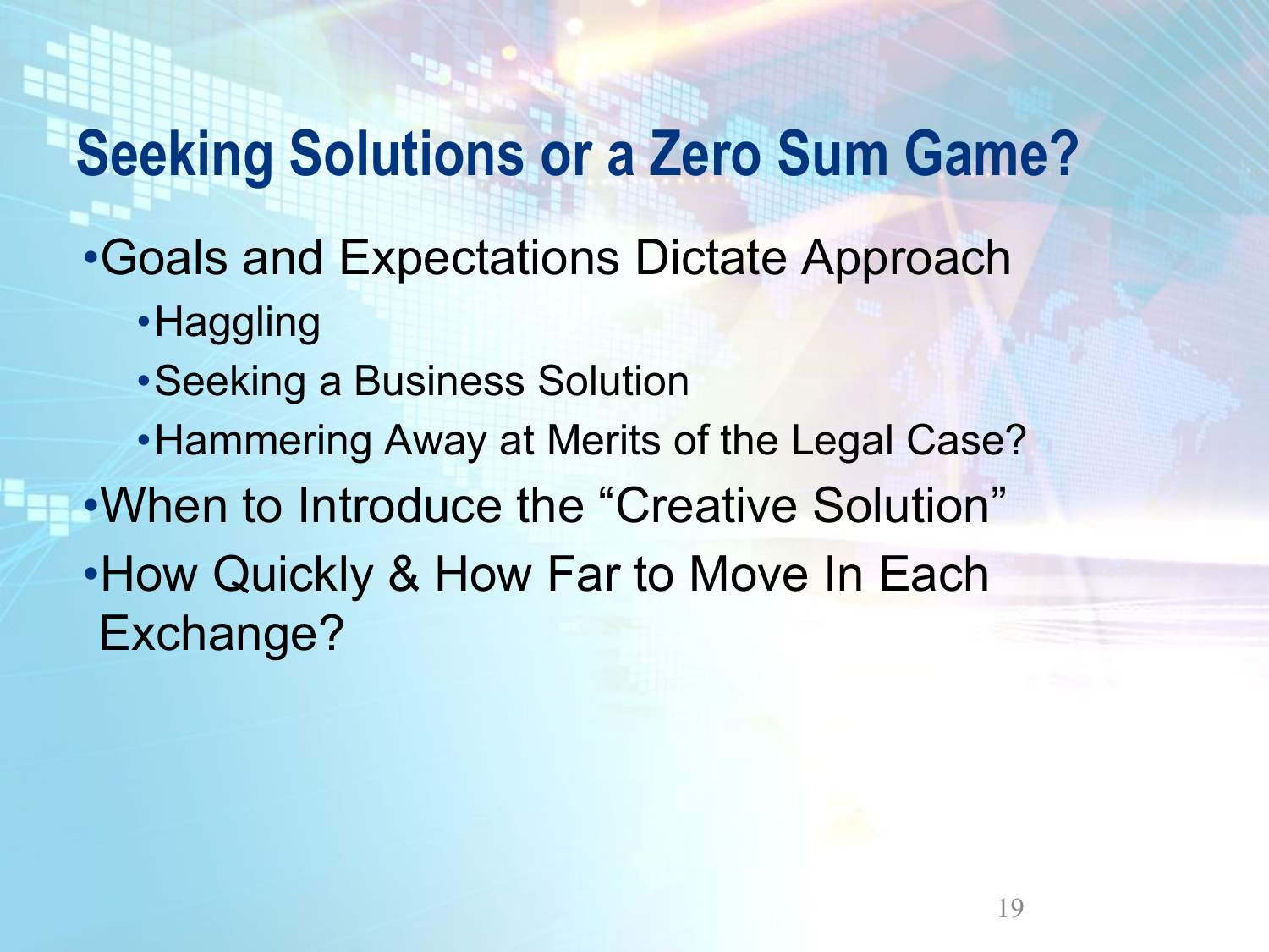# Seeking Solutions or a Zero Sum Game?

- Goals and Expectations Dictate Approach
  - Haggling
  - Seeking a Business Solution
  - Hammering Away at Merits of the Legal Case?
- When to Introduce the "Creative Solution"
- How Quickly & How Far to Move In Each Exchange?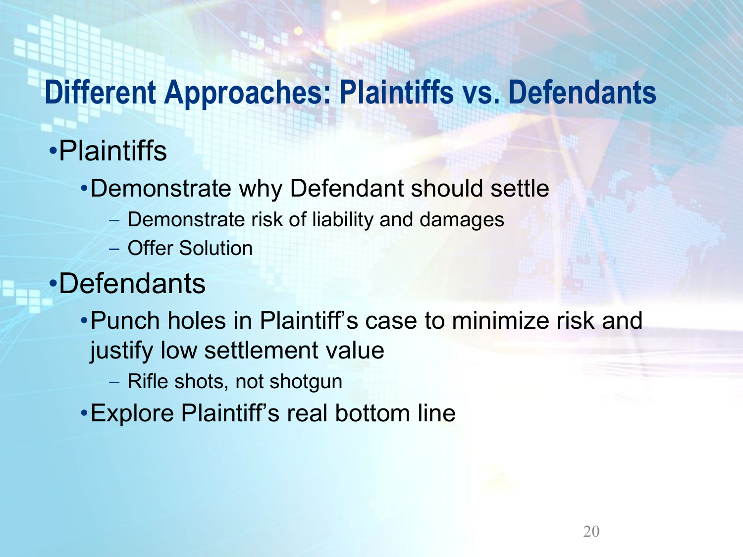# Different Approaches: Plaintiffs vs. Defendants

- Plaintiffs
  - Demonstrate why Defendant should settle
    - Demonstrate risk of liability and damages
    - Offer Solution
- Defendants
  - Punch holes in Plaintiff's case to minimize risk and justify low settlement value
    - Rifle shots, not shotgun
  - Explore Plaintiff's real bottom line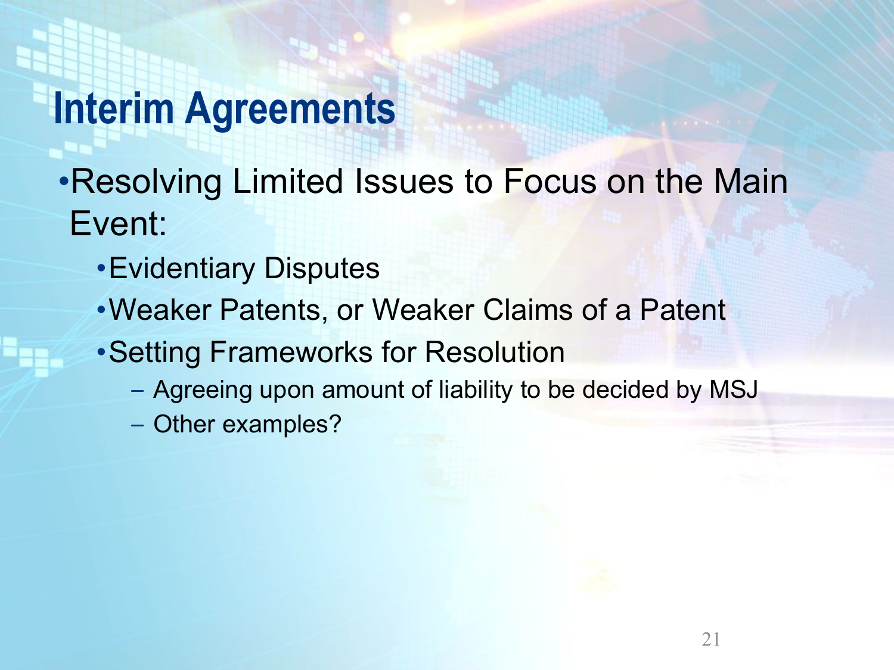# Interim Agreements

- Resolving Limited Issues to Focus on the Main Event:
  - Evidentiary Disputes
  - Weaker Patents, or Weaker Claims of a Patent
  - Setting Frameworks for Resolution
    - Agreeing upon amount of liability to be decided by MSJ
    - Other examples?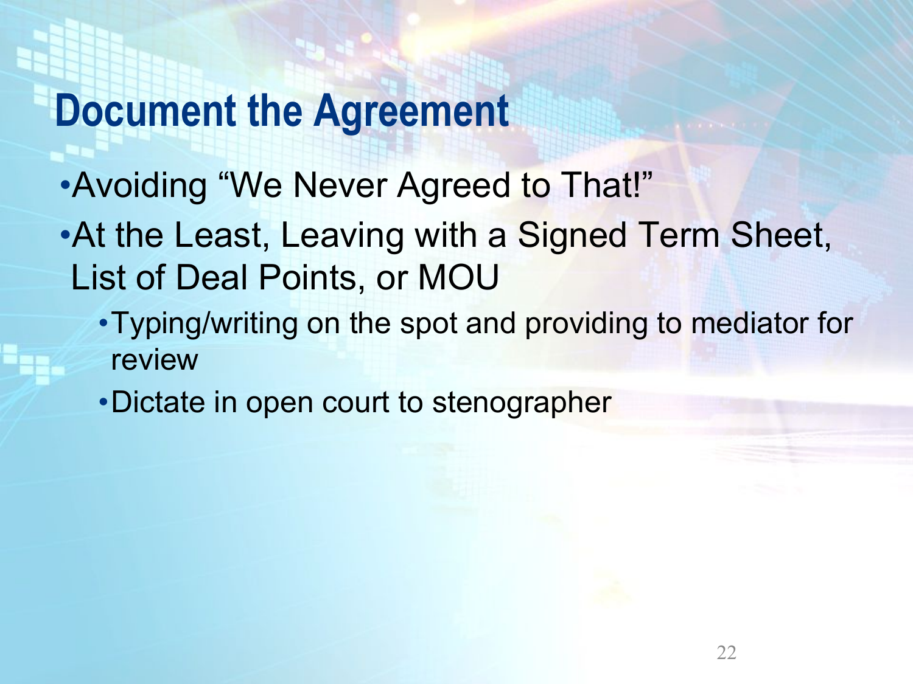# Document the Agreement

- Avoiding "We Never Agreed to That!"
- At the Least, Leaving with a Signed Term Sheet, List of Deal Points, or MOU
  - Typing/writing on the spot and providing to mediator for review
  - Dictate in open court to stenographer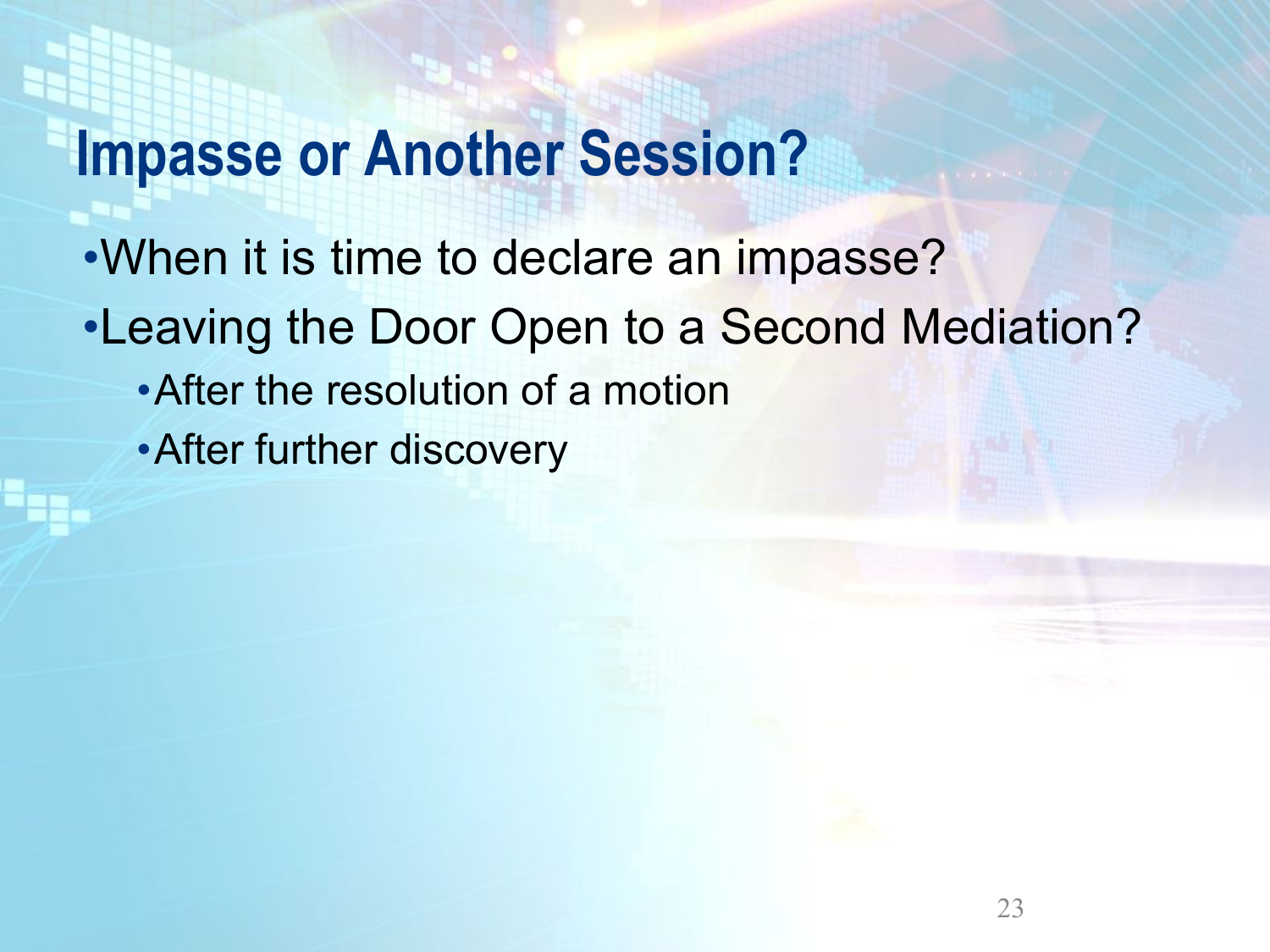# Impasse or Another Session?

- When it is time to declare an impasse?
- Leaving the Door Open to a Second Mediation?
  - After the resolution of a motion
  - After further discovery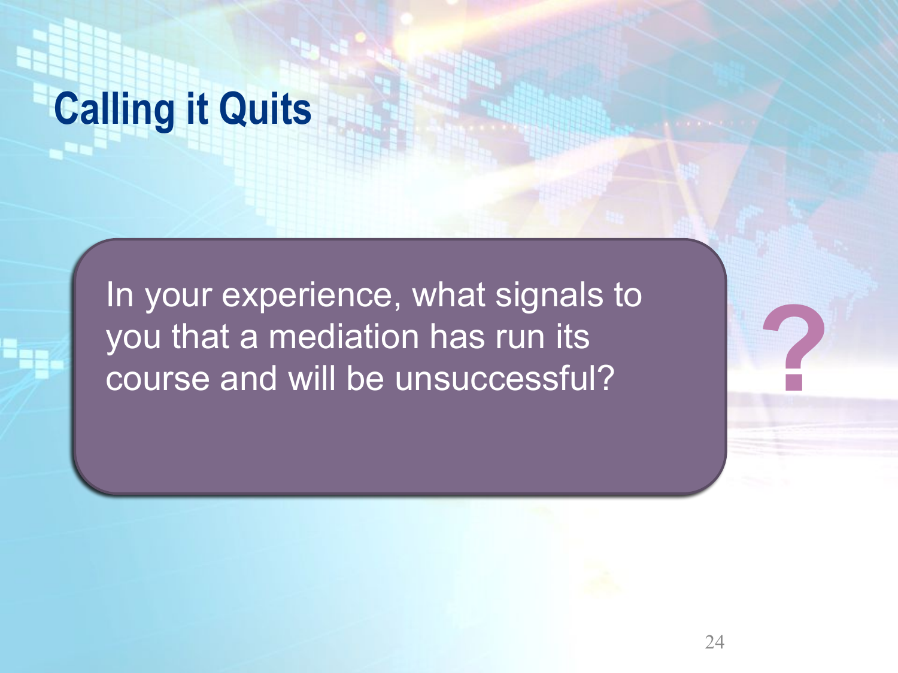# Calling it Quits

In your experience, what signals to you that a mediation has run its course and will be unsuccessful?

?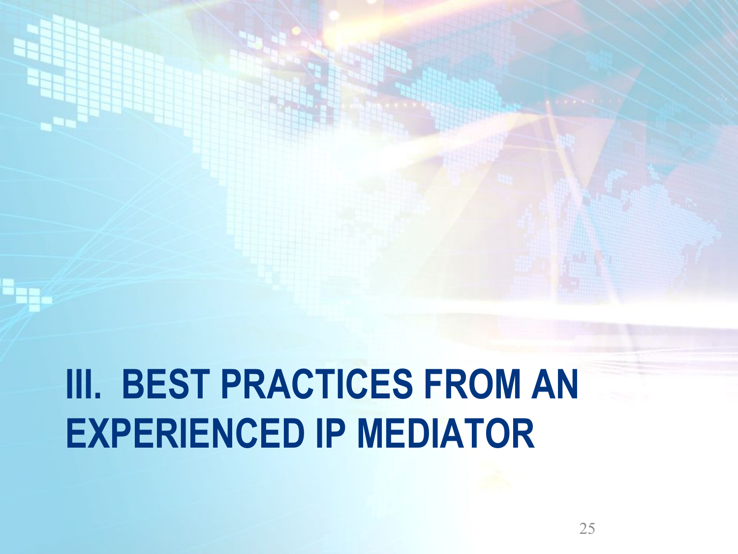# III. BEST PRACTICES FROM AN EXPERIENCED IP MEDIATOR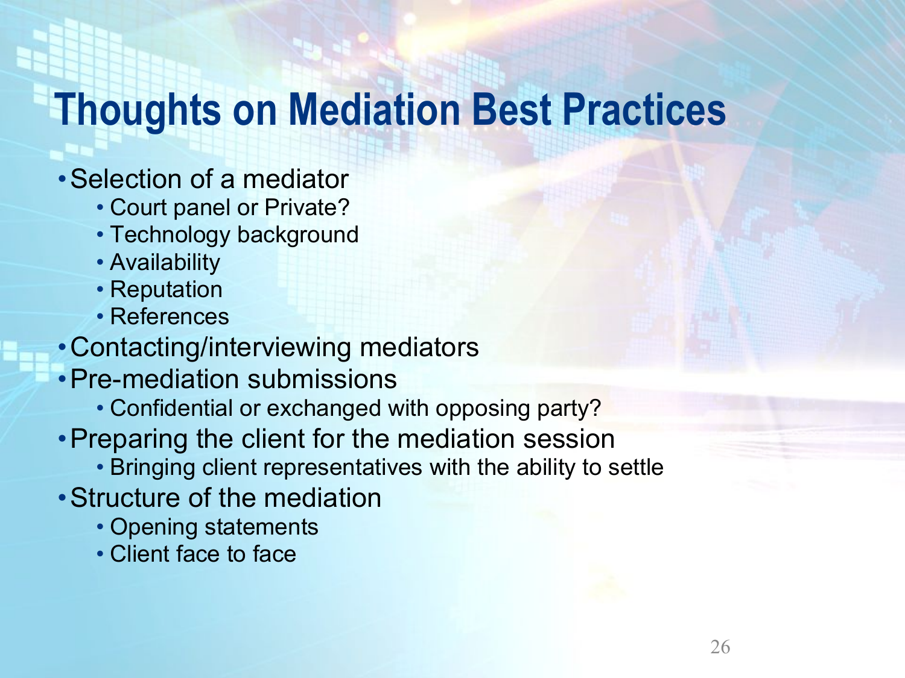# Thoughts on Mediation Best Practices

- Selection of a mediator
  - Court panel or Private?
  - Technology background
  - Availability
  - Reputation
  - References
- Contacting/interviewing mediators
- Pre-mediation submissions
  - Confidential or exchanged with opposing party?
- Preparing the client for the mediation session
  - Bringing client representatives with the ability to settle
- Structure of the mediation
  - Opening statements
  - Client face to face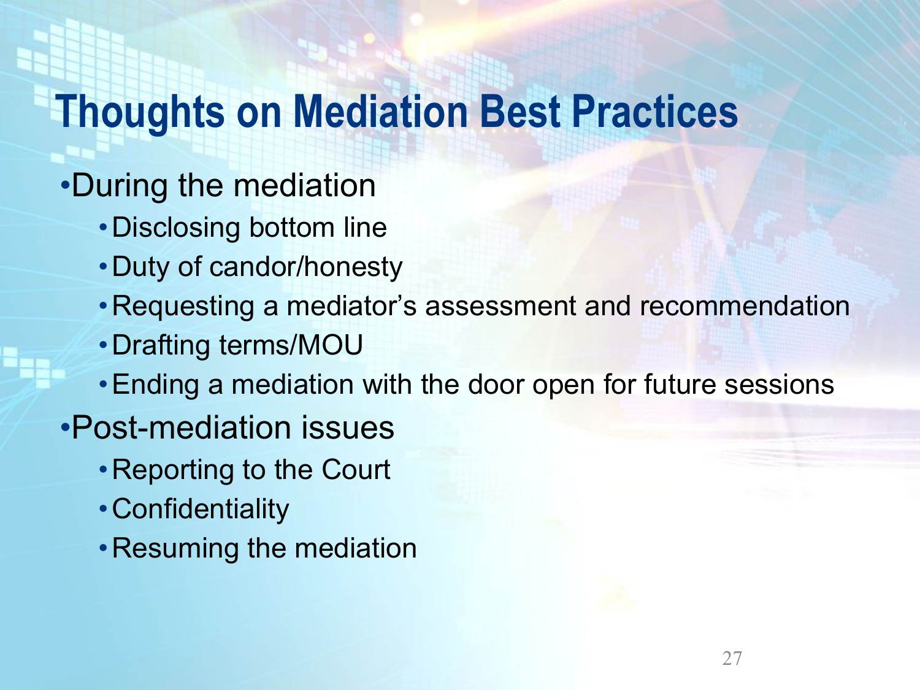# Thoughts on Mediation Best Practices

- During the mediation
  - Disclosing bottom line
  - Duty of candor/honesty
  - Requesting a mediator's assessment and recommendation
  - Drafting terms/MOU
  - Ending a mediation with the door open for future sessions
- Post-mediation issues
  - Reporting to the Court
  - Confidentiality
  - Resuming the mediation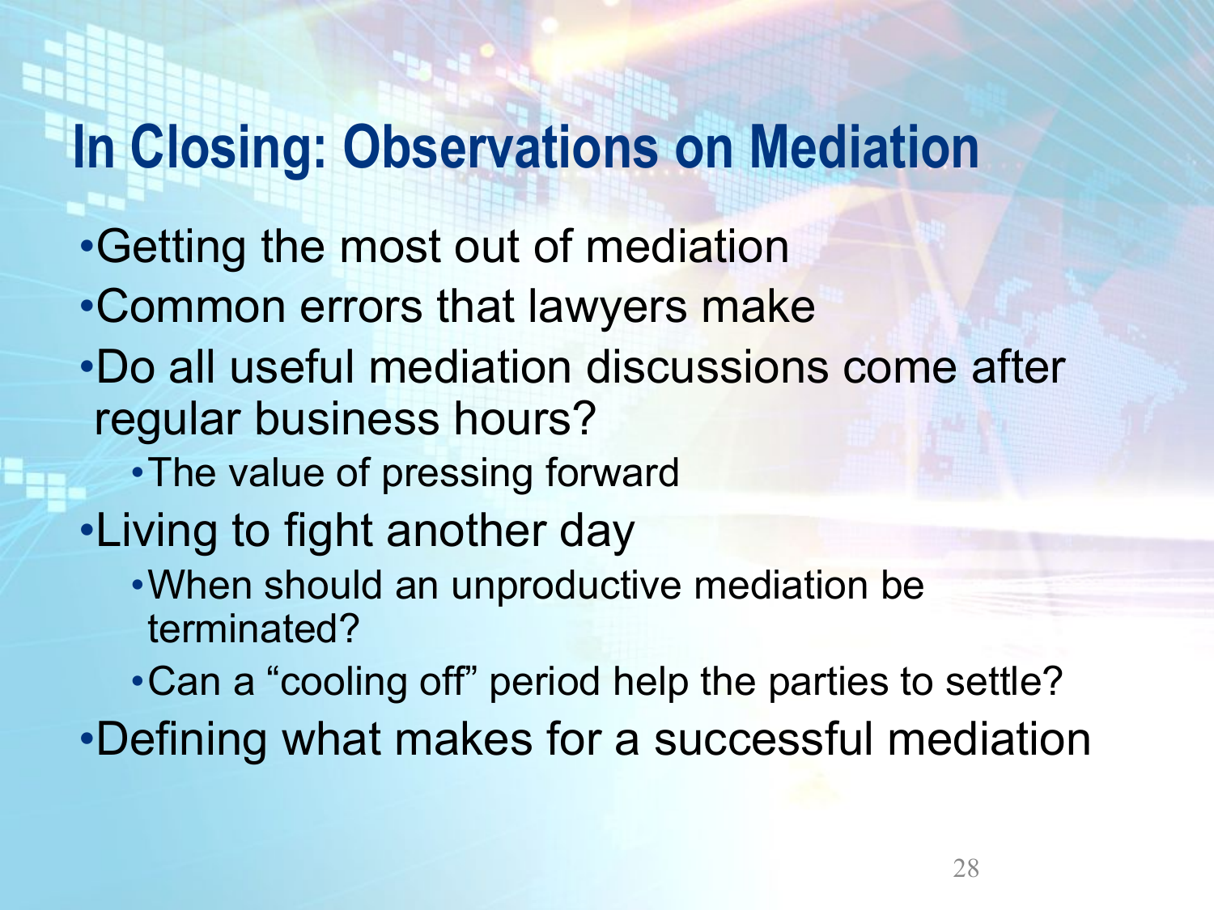# In Closing: Observations on Mediation

- Getting the most out of mediation
- Common errors that lawyers make
- Do all useful mediation discussions come after regular business hours?
  - The value of pressing forward
- Living to fight another day
  - When should an unproductive mediation be terminated?
  - Can a "cooling off" period help the parties to settle?
- Defining what makes for a successful mediation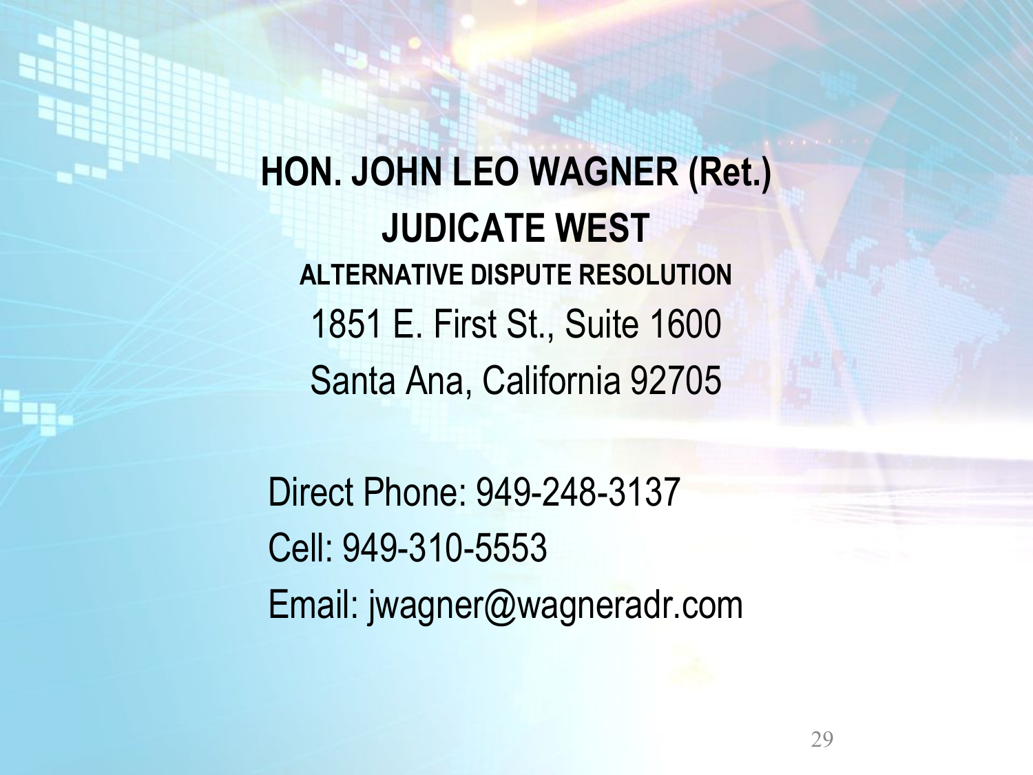**HON. JOHN LEO WAGNER (Ret.)**

**JUDICATE WEST**

**ALTERNATIVE DISPUTE RESOLUTION**

1851 E. First St., Suite 1600

Santa Ana, California 92705

Direct Phone: 949-248-3137

Cell: 949-310-5553

Email: jwagner@wagneradr.com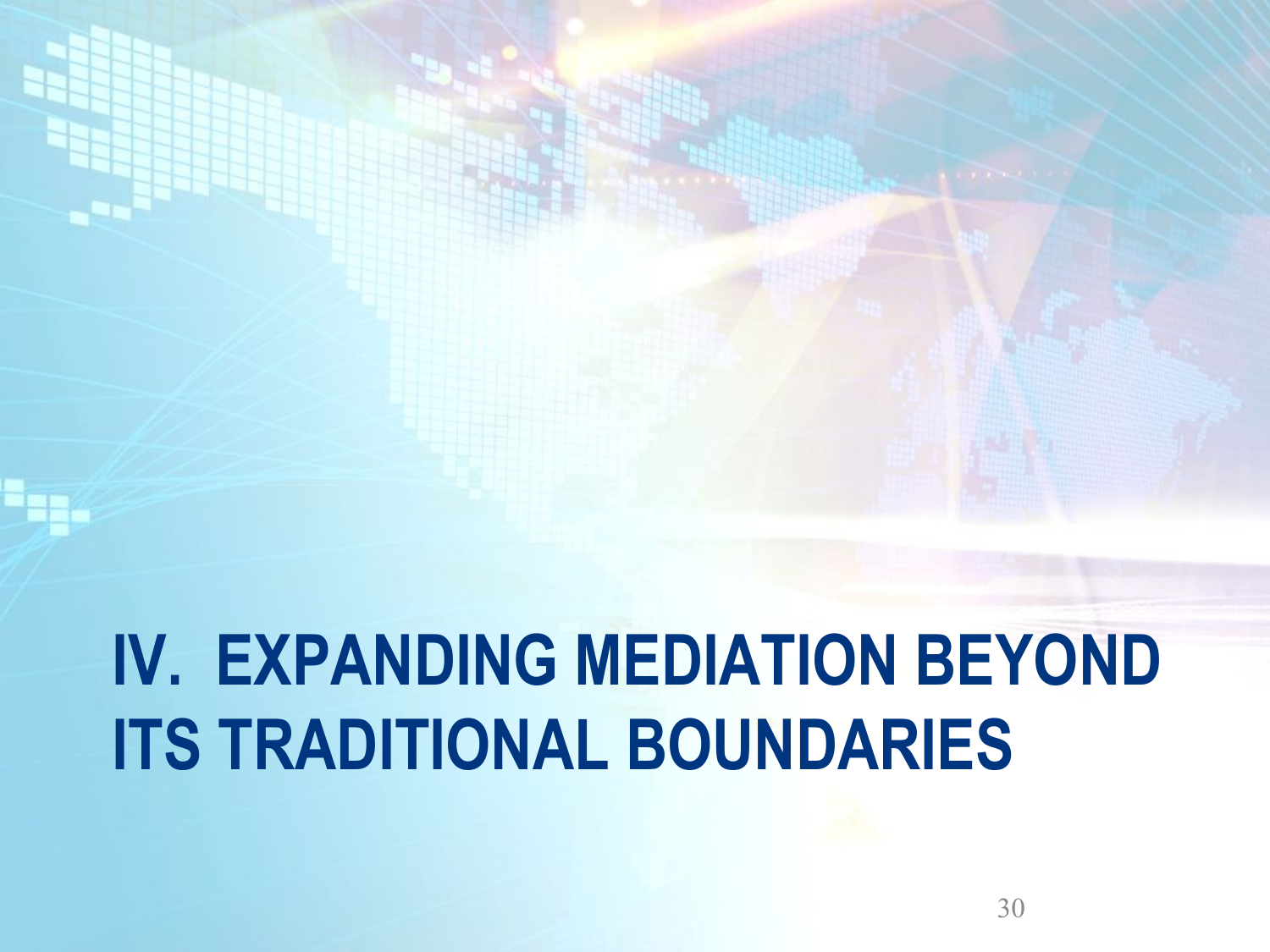# IV. EXPANDING MEDIATION BEYOND ITS TRADITIONAL BOUNDARIES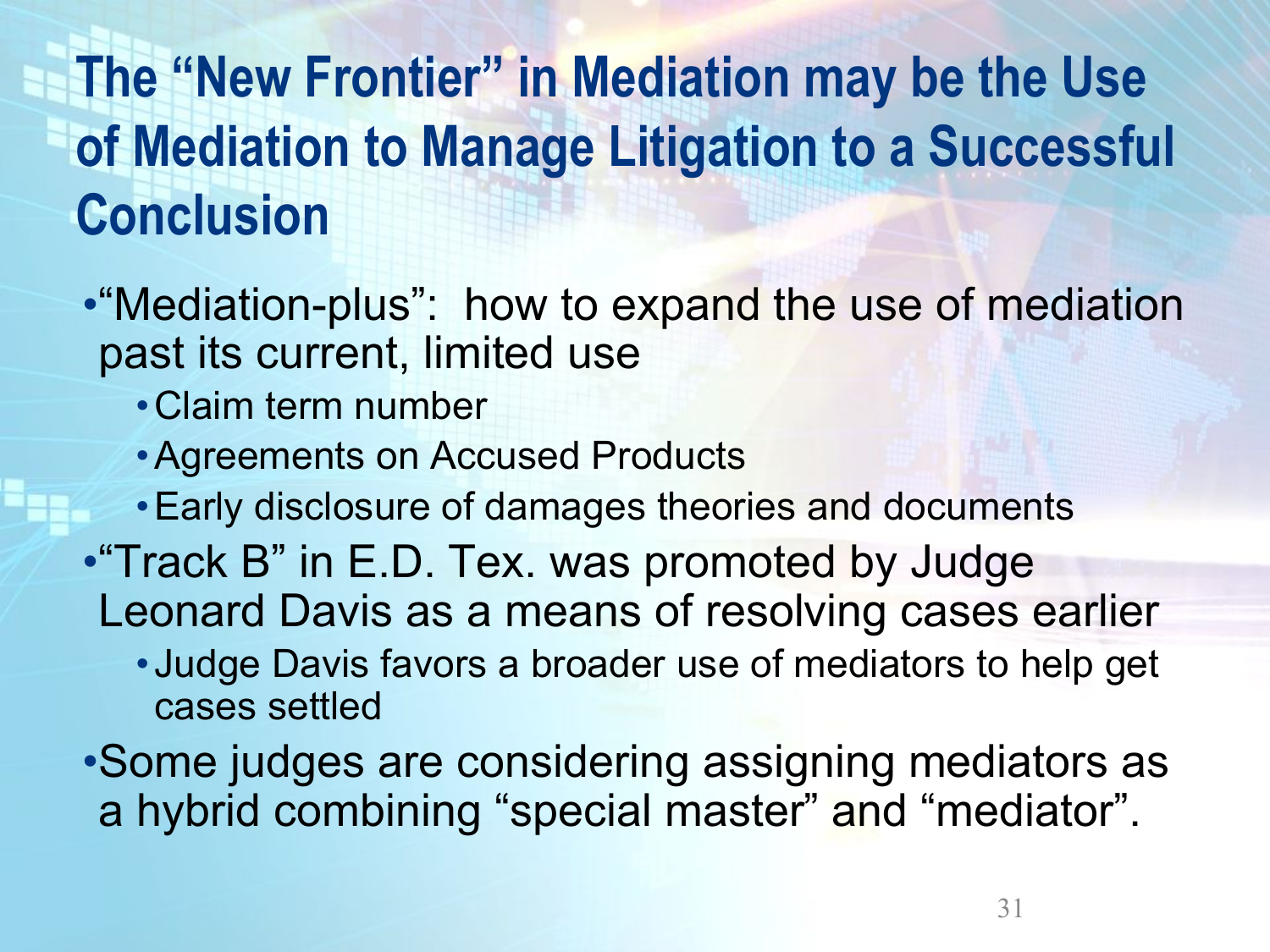# The "New Frontier" in Mediation may be the Use of Mediation to Manage Litigation to a Successful Conclusion

- "Mediation-plus": how to expand the use of mediation past its current, limited use
  - Claim term number
  - Agreements on Accused Products
  - Early disclosure of damages theories and documents
- "Track B" in E.D. Tex. was promoted by Judge Leonard Davis as a means of resolving cases earlier
  - Judge Davis favors a broader use of mediators to help get cases settled
- Some judges are considering assigning mediators as a hybrid combining "special master" and "mediator".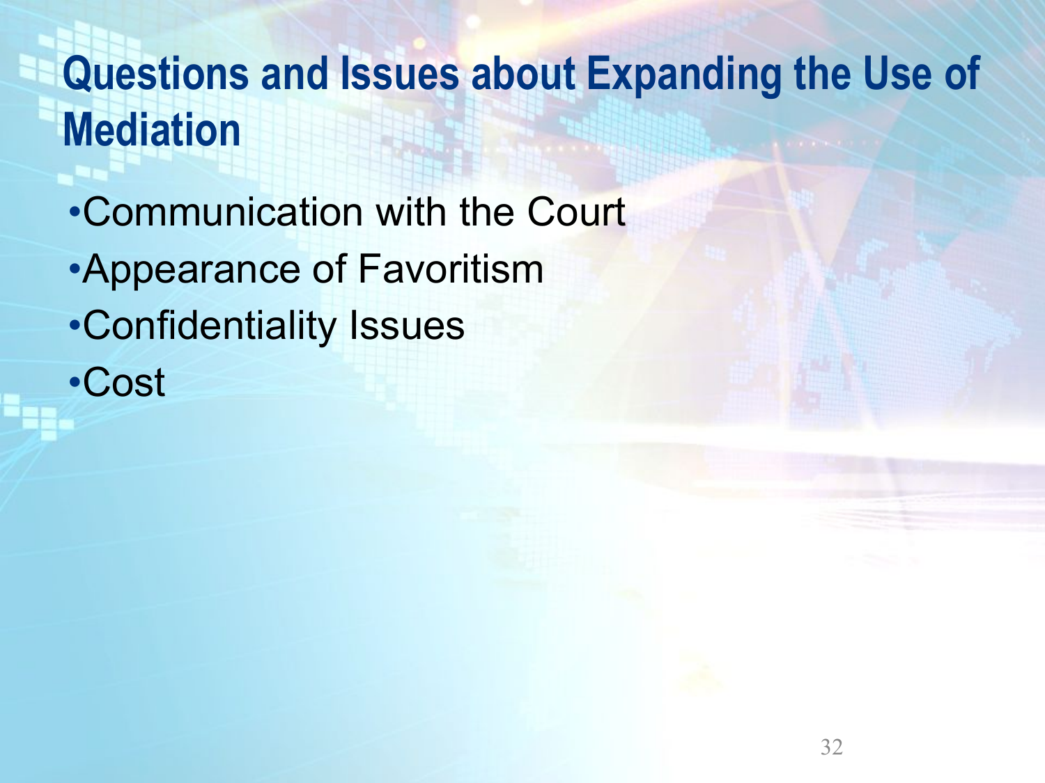# Questions and Issues about Expanding the Use of Mediation

- Communication with the Court
- Appearance of Favoritism
- Confidentiality Issues
- Cost